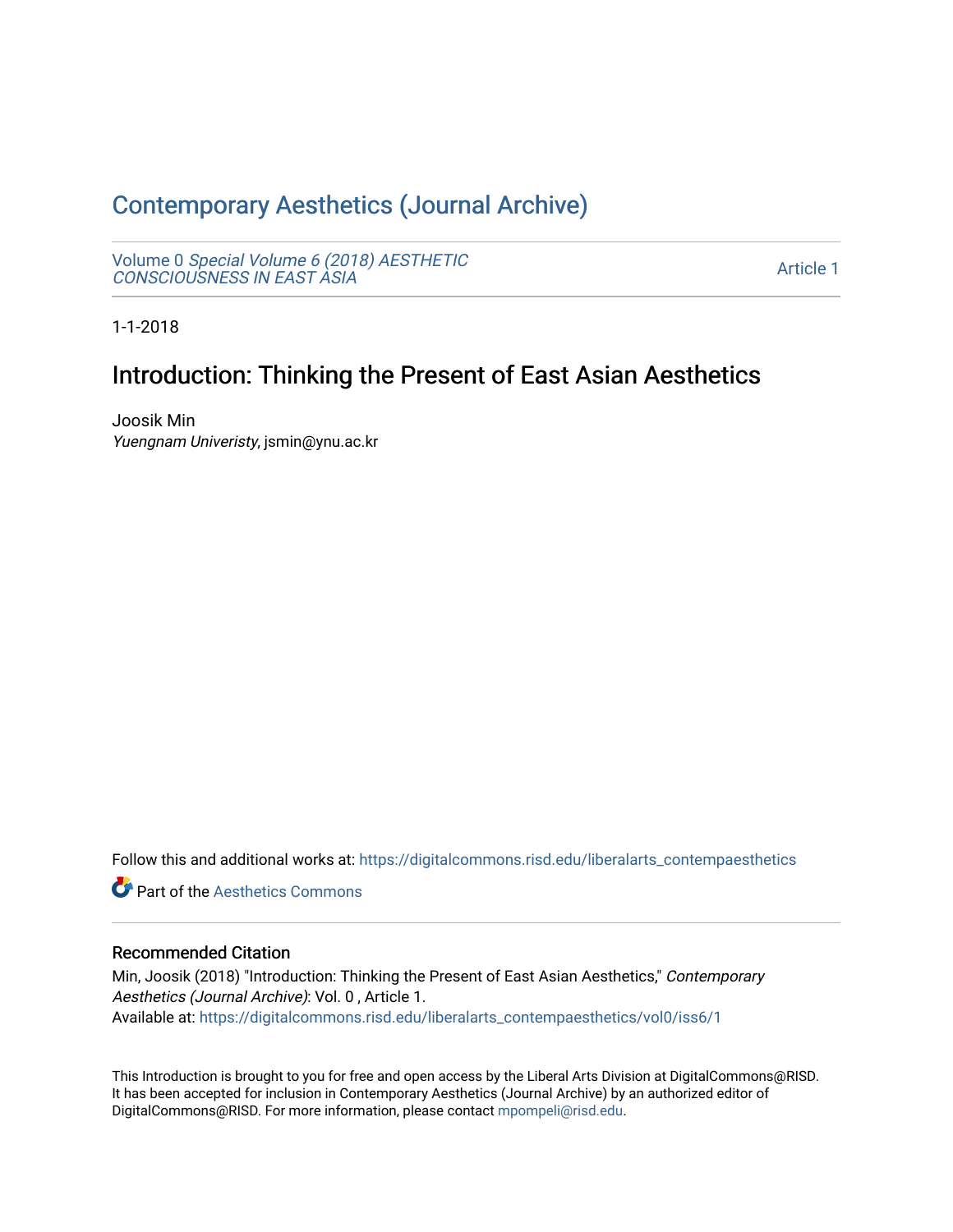# Contemporary Aesthetics (Journal Archive)

Volume 0 *Special Volume 6 (2018) AESTHETIC CONSCIOUSNESS IN EAST ASIA* — Article 1

1-1-2018

## Introduction: Thinking the Present of East Asian Aesthetics

Joosik Min
*Yuengnam Univeristy*, jsmin@ynu.ac.kr

Follow this and additional works at: https://digitalcommons.risd.edu/liberalarts_contempaesthetics

Part of the Aesthetics Commons

### Recommended Citation

Min, Joosik (2018) "Introduction: Thinking the Present of East Asian Aesthetics," *Contemporary Aesthetics (Journal Archive)*: Vol. 0 , Article 1.
Available at: https://digitalcommons.risd.edu/liberalarts_contempaesthetics/vol0/iss6/1

This Introduction is brought to you for free and open access by the Liberal Arts Division at DigitalCommons@RISD. It has been accepted for inclusion in Contemporary Aesthetics (Journal Archive) by an authorized editor of DigitalCommons@RISD. For more information, please contact mpompeli@risd.edu.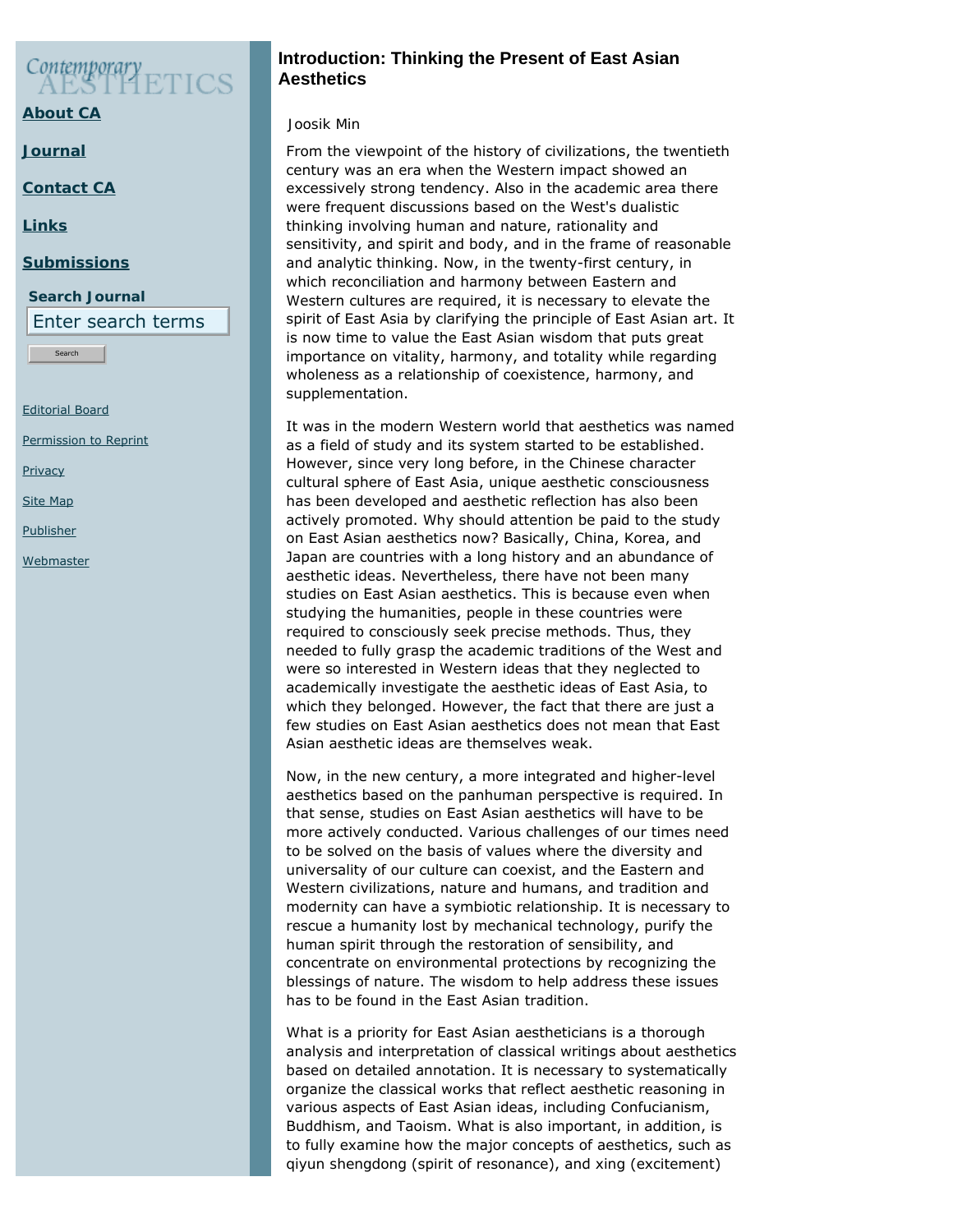# Introduction: Thinking the Present of East Asian Aesthetics

Joosik Min

From the viewpoint of the history of civilizations, the twentieth century was an era when the Western impact showed an excessively strong tendency. Also in the academic area there were frequent discussions based on the West's dualistic thinking involving human and nature, rationality and sensitivity, and spirit and body, and in the frame of reasonable and analytic thinking. Now, in the twenty-first century, in which reconciliation and harmony between Eastern and Western cultures are required, it is necessary to elevate the spirit of East Asia by clarifying the principle of East Asian art. It is now time to value the East Asian wisdom that puts great importance on vitality, harmony, and totality while regarding wholeness as a relationship of coexistence, harmony, and supplementation.

It was in the modern Western world that aesthetics was named as a field of study and its system started to be established. However, since very long before, in the Chinese character cultural sphere of East Asia, unique aesthetic consciousness has been developed and aesthetic reflection has also been actively promoted. Why should attention be paid to the study on East Asian aesthetics now? Basically, China, Korea, and Japan are countries with a long history and an abundance of aesthetic ideas. Nevertheless, there have not been many studies on East Asian aesthetics. This is because even when studying the humanities, people in these countries were required to consciously seek precise methods. Thus, they needed to fully grasp the academic traditions of the West and were so interested in Western ideas that they neglected to academically investigate the aesthetic ideas of East Asia, to which they belonged. However, the fact that there are just a few studies on East Asian aesthetics does not mean that East Asian aesthetic ideas are themselves weak.

Now, in the new century, a more integrated and higher-level aesthetics based on the panhuman perspective is required. In that sense, studies on East Asian aesthetics will have to be more actively conducted. Various challenges of our times need to be solved on the basis of values where the diversity and universality of our culture can coexist, and the Eastern and Western civilizations, nature and humans, and tradition and modernity can have a symbiotic relationship. It is necessary to rescue a humanity lost by mechanical technology, purify the human spirit through the restoration of sensibility, and concentrate on environmental protections by recognizing the blessings of nature. The wisdom to help address these issues has to be found in the East Asian tradition.

What is a priority for East Asian aestheticians is a thorough analysis and interpretation of classical writings about aesthetics based on detailed annotation. It is necessary to systematically organize the classical works that reflect aesthetic reasoning in various aspects of East Asian ideas, including Confucianism, Buddhism, and Taoism. What is also important, in addition, is to fully examine how the major concepts of aesthetics, such as qiyun shengdong (spirit of resonance), and xing (excitement)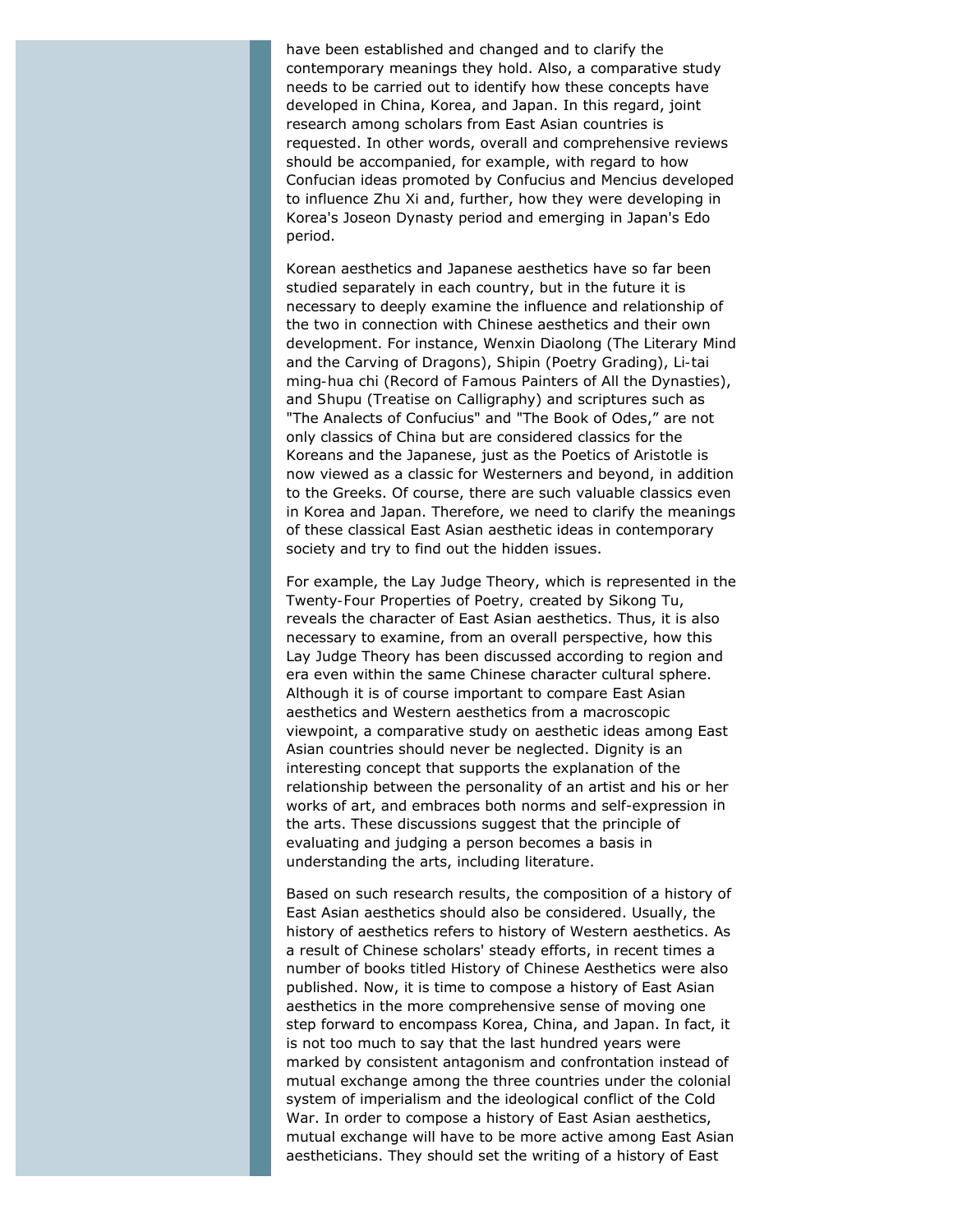have been established and changed and to clarify the contemporary meanings they hold. Also, a comparative study needs to be carried out to identify how these concepts have developed in China, Korea, and Japan. In this regard, joint research among scholars from East Asian countries is requested. In other words, overall and comprehensive reviews should be accompanied, for example, with regard to how Confucian ideas promoted by Confucius and Mencius developed to influence Zhu Xi and, further, how they were developing in Korea's Joseon Dynasty period and emerging in Japan's Edo period.

Korean aesthetics and Japanese aesthetics have so far been studied separately in each country, but in the future it is necessary to deeply examine the influence and relationship of the two in connection with Chinese aesthetics and their own development. For instance, Wenxin Diaolong (The Literary Mind and the Carving of Dragons), Shipin (Poetry Grading), Li-tai ming-hua chi (Record of Famous Painters of All the Dynasties), and Shupu (Treatise on Calligraphy) and scriptures such as "The Analects of Confucius" and "The Book of Odes," are not only classics of China but are considered classics for the Koreans and the Japanese, just as the Poetics of Aristotle is now viewed as a classic for Westerners and beyond, in addition to the Greeks. Of course, there are such valuable classics even in Korea and Japan. Therefore, we need to clarify the meanings of these classical East Asian aesthetic ideas in contemporary society and try to find out the hidden issues.

For example, the Lay Judge Theory, which is represented in the Twenty-Four Properties of Poetry, created by Sikong Tu, reveals the character of East Asian aesthetics. Thus, it is also necessary to examine, from an overall perspective, how this Lay Judge Theory has been discussed according to region and era even within the same Chinese character cultural sphere. Although it is of course important to compare East Asian aesthetics and Western aesthetics from a macroscopic viewpoint, a comparative study on aesthetic ideas among East Asian countries should never be neglected. Dignity is an interesting concept that supports the explanation of the relationship between the personality of an artist and his or her works of art, and embraces both norms and self-expression in the arts. These discussions suggest that the principle of evaluating and judging a person becomes a basis in understanding the arts, including literature.

Based on such research results, the composition of a history of East Asian aesthetics should also be considered. Usually, the history of aesthetics refers to history of Western aesthetics. As a result of Chinese scholars' steady efforts, in recent times a number of books titled History of Chinese Aesthetics were also published. Now, it is time to compose a history of East Asian aesthetics in the more comprehensive sense of moving one step forward to encompass Korea, China, and Japan. In fact, it is not too much to say that the last hundred years were marked by consistent antagonism and confrontation instead of mutual exchange among the three countries under the colonial system of imperialism and the ideological conflict of the Cold War. In order to compose a history of East Asian aesthetics, mutual exchange will have to be more active among East Asian aestheticians. They should set the writing of a history of East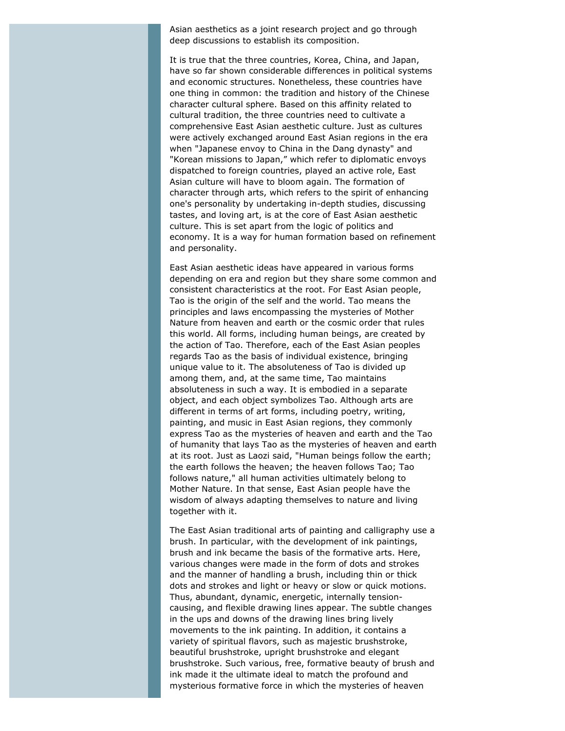Asian aesthetics as a joint research project and go through deep discussions to establish its composition.

It is true that the three countries, Korea, China, and Japan, have so far shown considerable differences in political systems and economic structures. Nonetheless, these countries have one thing in common: the tradition and history of the Chinese character cultural sphere. Based on this affinity related to cultural tradition, the three countries need to cultivate a comprehensive East Asian aesthetic culture. Just as cultures were actively exchanged around East Asian regions in the era when "Japanese envoy to China in the Dang dynasty" and "Korean missions to Japan," which refer to diplomatic envoys dispatched to foreign countries, played an active role, East Asian culture will have to bloom again. The formation of character through arts, which refers to the spirit of enhancing one's personality by undertaking in-depth studies, discussing tastes, and loving art, is at the core of East Asian aesthetic culture. This is set apart from the logic of politics and economy. It is a way for human formation based on refinement and personality.

East Asian aesthetic ideas have appeared in various forms depending on era and region but they share some common and consistent characteristics at the root. For East Asian people, Tao is the origin of the self and the world. Tao means the principles and laws encompassing the mysteries of Mother Nature from heaven and earth or the cosmic order that rules this world. All forms, including human beings, are created by the action of Tao. Therefore, each of the East Asian peoples regards Tao as the basis of individual existence, bringing unique value to it. The absoluteness of Tao is divided up among them, and, at the same time, Tao maintains absoluteness in such a way. It is embodied in a separate object, and each object symbolizes Tao. Although arts are different in terms of art forms, including poetry, writing, painting, and music in East Asian regions, they commonly express Tao as the mysteries of heaven and earth and the Tao of humanity that lays Tao as the mysteries of heaven and earth at its root. Just as Laozi said, "Human beings follow the earth; the earth follows the heaven; the heaven follows Tao; Tao follows nature," all human activities ultimately belong to Mother Nature. In that sense, East Asian people have the wisdom of always adapting themselves to nature and living together with it.

The East Asian traditional arts of painting and calligraphy use a brush. In particular, with the development of ink paintings, brush and ink became the basis of the formative arts. Here, various changes were made in the form of dots and strokes and the manner of handling a brush, including thin or thick dots and strokes and light or heavy or slow or quick motions. Thus, abundant, dynamic, energetic, internally tension-causing, and flexible drawing lines appear. The subtle changes in the ups and downs of the drawing lines bring lively movements to the ink painting. In addition, it contains a variety of spiritual flavors, such as majestic brushstroke, beautiful brushstroke, upright brushstroke and elegant brushstroke. Such various, free, formative beauty of brush and ink made it the ultimate ideal to match the profound and mysterious formative force in which the mysteries of heaven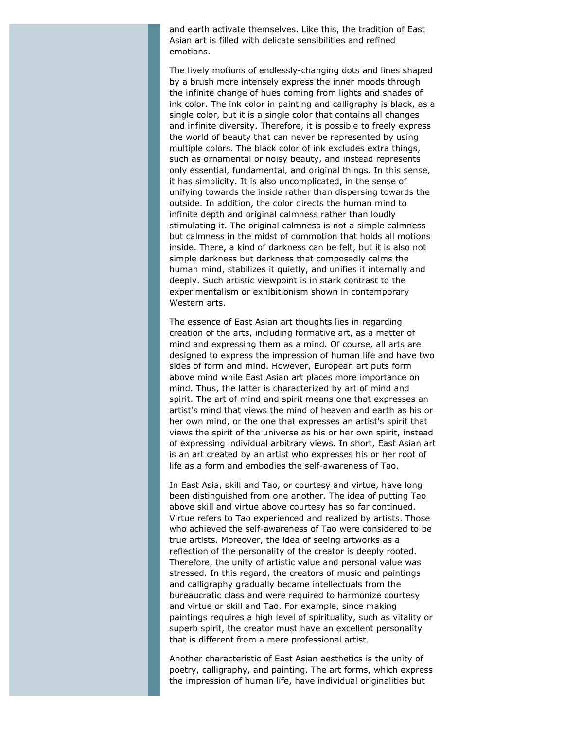and earth activate themselves. Like this, the tradition of East Asian art is filled with delicate sensibilities and refined emotions.

The lively motions of endlessly-changing dots and lines shaped by a brush more intensely express the inner moods through the infinite change of hues coming from lights and shades of ink color. The ink color in painting and calligraphy is black, as a single color, but it is a single color that contains all changes and infinite diversity. Therefore, it is possible to freely express the world of beauty that can never be represented by using multiple colors. The black color of ink excludes extra things, such as ornamental or noisy beauty, and instead represents only essential, fundamental, and original things. In this sense, it has simplicity. It is also uncomplicated, in the sense of unifying towards the inside rather than dispersing towards the outside. In addition, the color directs the human mind to infinite depth and original calmness rather than loudly stimulating it. The original calmness is not a simple calmness but calmness in the midst of commotion that holds all motions inside. There, a kind of darkness can be felt, but it is also not simple darkness but darkness that composedly calms the human mind, stabilizes it quietly, and unifies it internally and deeply. Such artistic viewpoint is in stark contrast to the experimentalism or exhibitionism shown in contemporary Western arts.

The essence of East Asian art thoughts lies in regarding creation of the arts, including formative art, as a matter of mind and expressing them as a mind. Of course, all arts are designed to express the impression of human life and have two sides of form and mind. However, European art puts form above mind while East Asian art places more importance on mind. Thus, the latter is characterized by art of mind and spirit. The art of mind and spirit means one that expresses an artist's mind that views the mind of heaven and earth as his or her own mind, or the one that expresses an artist's spirit that views the spirit of the universe as his or her own spirit, instead of expressing individual arbitrary views. In short, East Asian art is an art created by an artist who expresses his or her root of life as a form and embodies the self-awareness of Tao.

In East Asia, skill and Tao, or courtesy and virtue, have long been distinguished from one another. The idea of putting Tao above skill and virtue above courtesy has so far continued. Virtue refers to Tao experienced and realized by artists. Those who achieved the self-awareness of Tao were considered to be true artists. Moreover, the idea of seeing artworks as a reflection of the personality of the creator is deeply rooted. Therefore, the unity of artistic value and personal value was stressed. In this regard, the creators of music and paintings and calligraphy gradually became intellectuals from the bureaucratic class and were required to harmonize courtesy and virtue or skill and Tao. For example, since making paintings requires a high level of spirituality, such as vitality or superb spirit, the creator must have an excellent personality that is different from a mere professional artist.

Another characteristic of East Asian aesthetics is the unity of poetry, calligraphy, and painting. The art forms, which express the impression of human life, have individual originalities but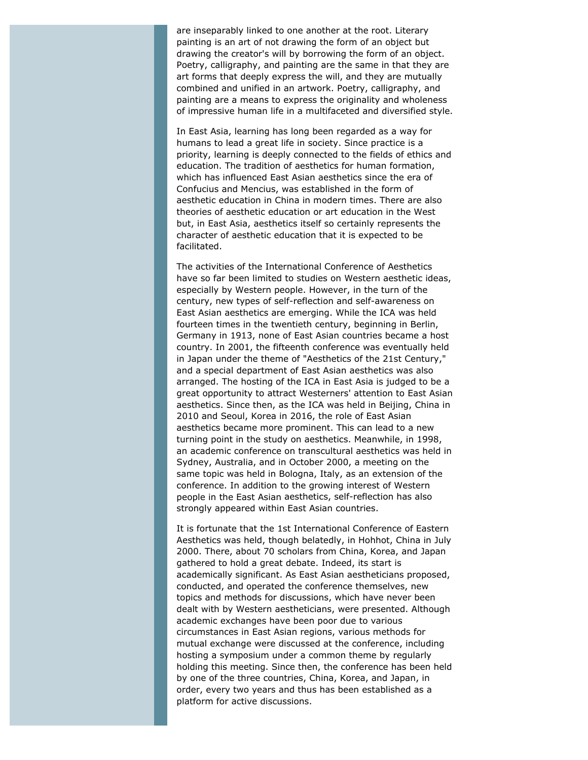are inseparably linked to one another at the root. Literary painting is an art of not drawing the form of an object but drawing the creator's will by borrowing the form of an object. Poetry, calligraphy, and painting are the same in that they are art forms that deeply express the will, and they are mutually combined and unified in an artwork. Poetry, calligraphy, and painting are a means to express the originality and wholeness of impressive human life in a multifaceted and diversified style.

In East Asia, learning has long been regarded as a way for humans to lead a great life in society. Since practice is a priority, learning is deeply connected to the fields of ethics and education. The tradition of aesthetics for human formation, which has influenced East Asian aesthetics since the era of Confucius and Mencius, was established in the form of aesthetic education in China in modern times. There are also theories of aesthetic education or art education in the West but, in East Asia, aesthetics itself so certainly represents the character of aesthetic education that it is expected to be facilitated.

The activities of the International Conference of Aesthetics have so far been limited to studies on Western aesthetic ideas, especially by Western people. However, in the turn of the century, new types of self-reflection and self-awareness on East Asian aesthetics are emerging. While the ICA was held fourteen times in the twentieth century, beginning in Berlin, Germany in 1913, none of East Asian countries became a host country. In 2001, the fifteenth conference was eventually held in Japan under the theme of "Aesthetics of the 21st Century," and a special department of East Asian aesthetics was also arranged. The hosting of the ICA in East Asia is judged to be a great opportunity to attract Westerners' attention to East Asian aesthetics. Since then, as the ICA was held in Beijing, China in 2010 and Seoul, Korea in 2016, the role of East Asian aesthetics became more prominent. This can lead to a new turning point in the study on aesthetics. Meanwhile, in 1998, an academic conference on transcultural aesthetics was held in Sydney, Australia, and in October 2000, a meeting on the same topic was held in Bologna, Italy, as an extension of the conference. In addition to the growing interest of Western people in the East Asian aesthetics, self-reflection has also strongly appeared within East Asian countries.

It is fortunate that the 1st International Conference of Eastern Aesthetics was held, though belatedly, in Hohhot, China in July 2000. There, about 70 scholars from China, Korea, and Japan gathered to hold a great debate. Indeed, its start is academically significant. As East Asian aestheticians proposed, conducted, and operated the conference themselves, new topics and methods for discussions, which have never been dealt with by Western aestheticians, were presented. Although academic exchanges have been poor due to various circumstances in East Asian regions, various methods for mutual exchange were discussed at the conference, including hosting a symposium under a common theme by regularly holding this meeting. Since then, the conference has been held by one of the three countries, China, Korea, and Japan, in order, every two years and thus has been established as a platform for active discussions.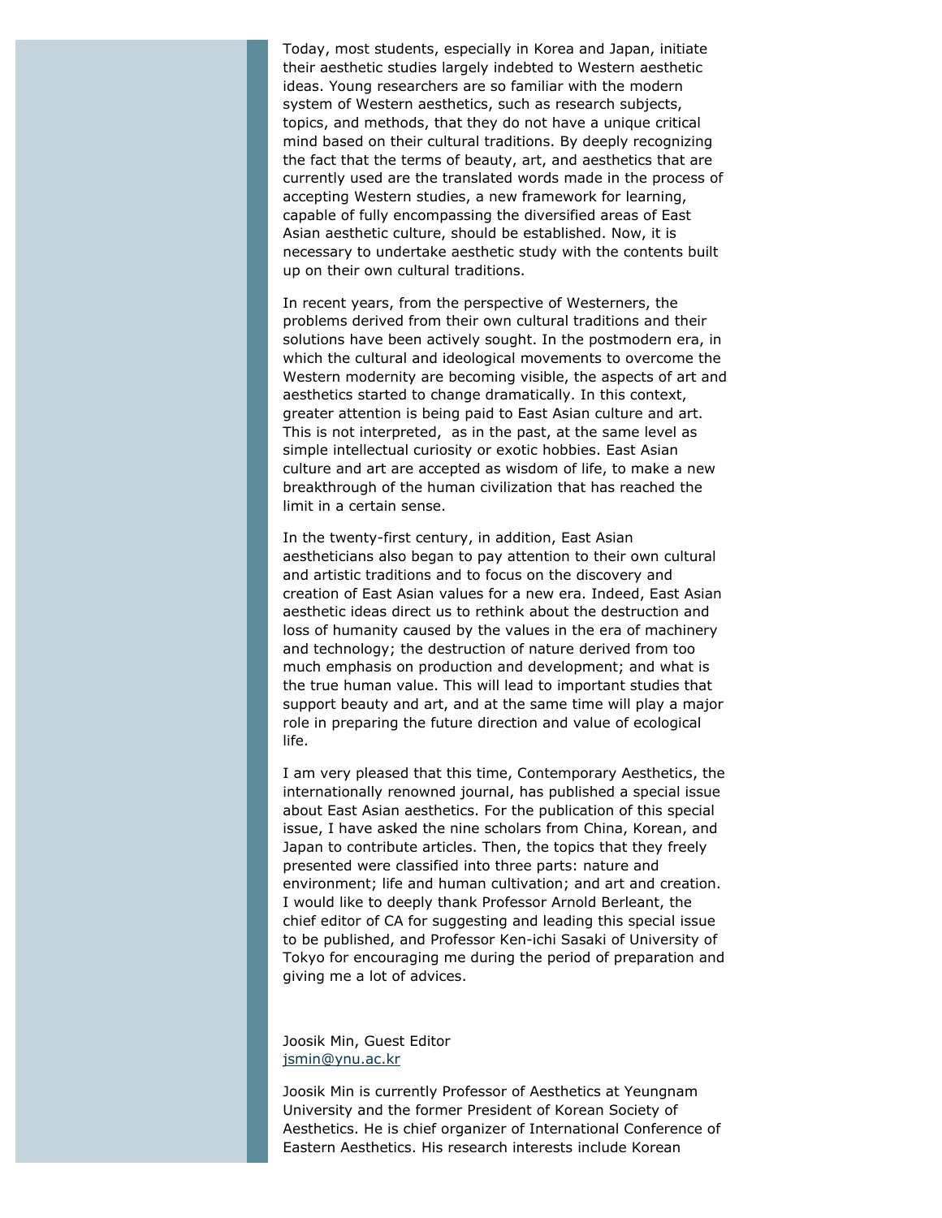Today, most students, especially in Korea and Japan, initiate their aesthetic studies largely indebted to Western aesthetic ideas. Young researchers are so familiar with the modern system of Western aesthetics, such as research subjects, topics, and methods, that they do not have a unique critical mind based on their cultural traditions. By deeply recognizing the fact that the terms of beauty, art, and aesthetics that are currently used are the translated words made in the process of accepting Western studies, a new framework for learning, capable of fully encompassing the diversified areas of East Asian aesthetic culture, should be established. Now, it is necessary to undertake aesthetic study with the contents built up on their own cultural traditions.

In recent years, from the perspective of Westerners, the problems derived from their own cultural traditions and their solutions have been actively sought. In the postmodern era, in which the cultural and ideological movements to overcome the Western modernity are becoming visible, the aspects of art and aesthetics started to change dramatically. In this context, greater attention is being paid to East Asian culture and art. This is not interpreted, as in the past, at the same level as simple intellectual curiosity or exotic hobbies. East Asian culture and art are accepted as wisdom of life, to make a new breakthrough of the human civilization that has reached the limit in a certain sense.

In the twenty-first century, in addition, East Asian aestheticians also began to pay attention to their own cultural and artistic traditions and to focus on the discovery and creation of East Asian values for a new era. Indeed, East Asian aesthetic ideas direct us to rethink about the destruction and loss of humanity caused by the values in the era of machinery and technology; the destruction of nature derived from too much emphasis on production and development; and what is the true human value. This will lead to important studies that support beauty and art, and at the same time will play a major role in preparing the future direction and value of ecological life.

I am very pleased that this time, Contemporary Aesthetics, the internationally renowned journal, has published a special issue about East Asian aesthetics. For the publication of this special issue, I have asked the nine scholars from China, Korean, and Japan to contribute articles. Then, the topics that they freely presented were classified into three parts: nature and environment; life and human cultivation; and art and creation. I would like to deeply thank Professor Arnold Berleant, the chief editor of CA for suggesting and leading this special issue to be published, and Professor Ken-ichi Sasaki of University of Tokyo for encouraging me during the period of preparation and giving me a lot of advices.

Joosik Min, Guest Editor
jsmin@ynu.ac.kr

Joosik Min is currently Professor of Aesthetics at Yeungnam University and the former President of Korean Society of Aesthetics. He is chief organizer of International Conference of Eastern Aesthetics. His research interests include Korean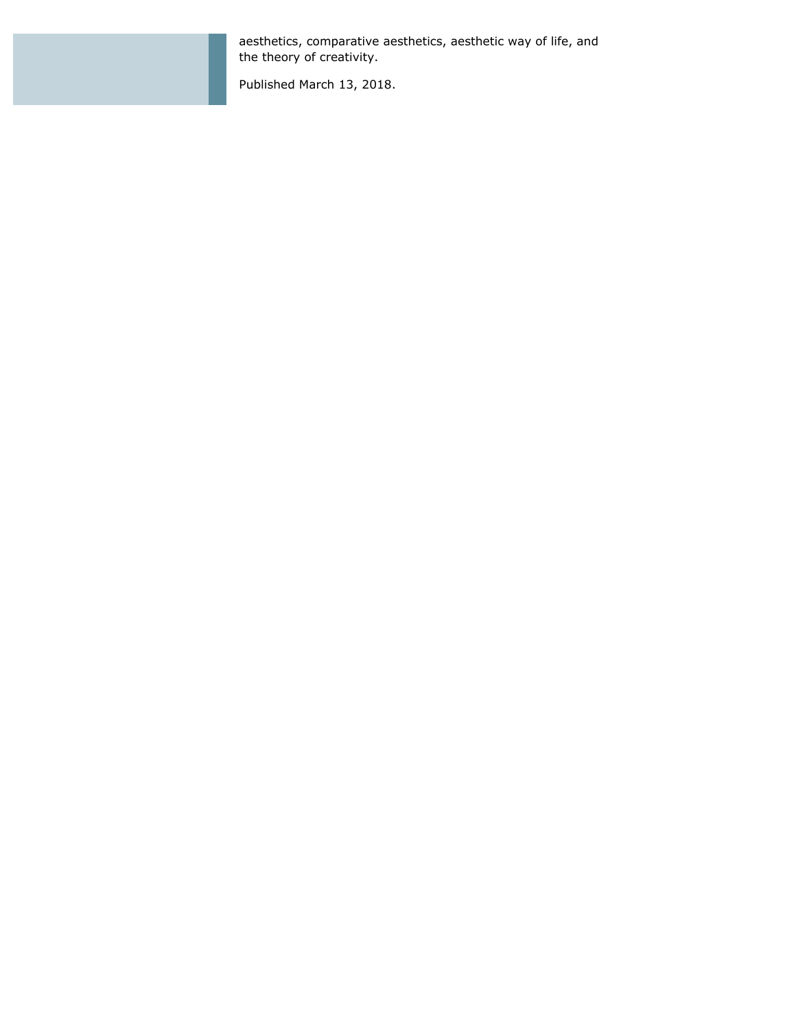aesthetics, comparative aesthetics, aesthetic way of life, and the theory of creativity.

Published March 13, 2018.